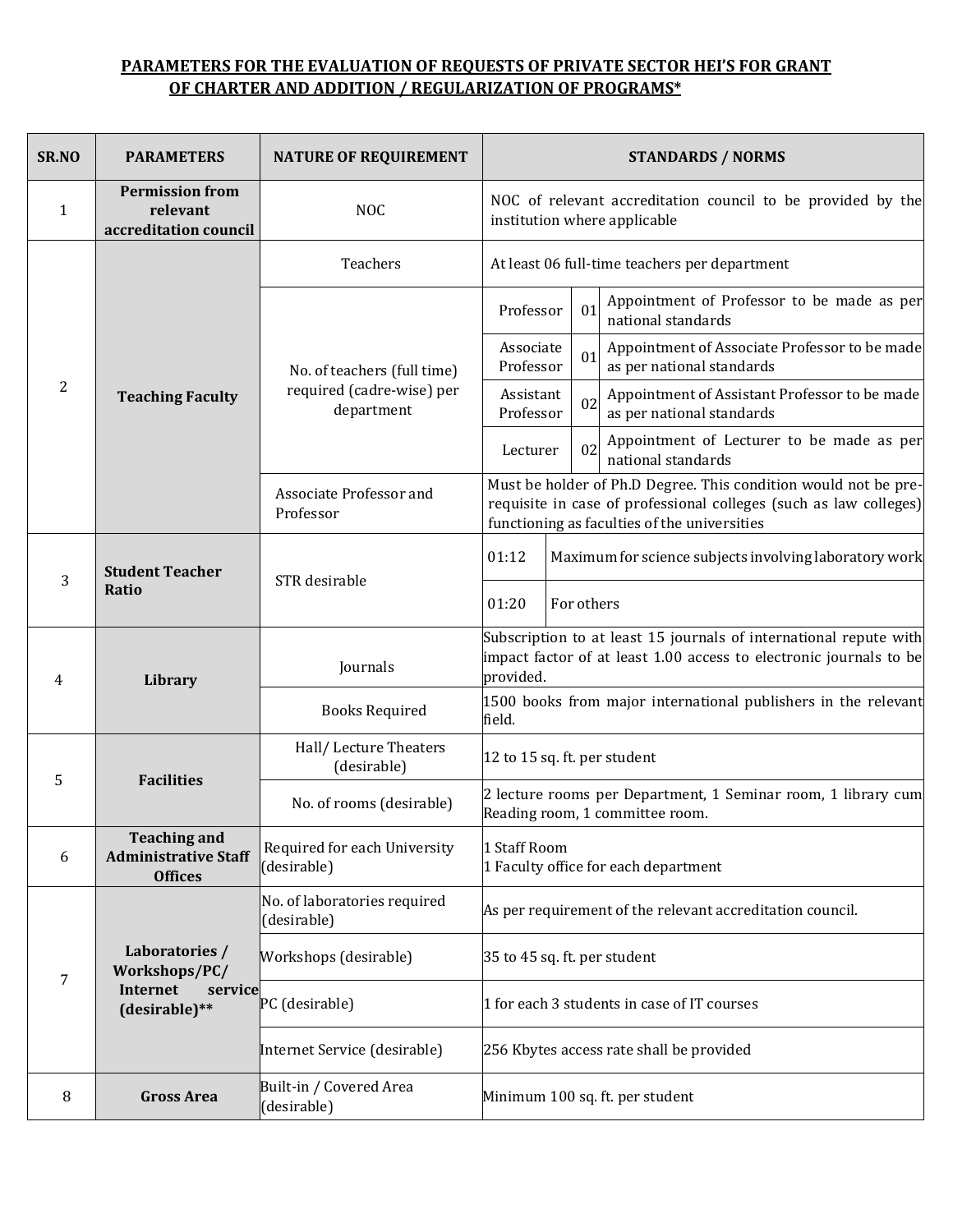## PARAMETERS FOR THE EVALUATION OF REQUESTS OF PRIVATE SECTOR HEI'S FOR GRANT OF CHARTER AND ADDITION / REGULARIZATION OF PROGRAMS*

| SR.NO | PARAMETERS | NATURE OF REQUIREMENT | STANDARDS / NORMS | | |
|---|---|---|---|---|---|
| 1 | Permission from relevant accreditation council | NOC | NOC of relevant accreditation council to be provided by the institution where applicable | | |
| 2 | Teaching Faculty | Teachers | At least 06 full-time teachers per department | | |
| | | No. of teachers (full time) required (cadre-wise) per department | Professor | 01 | Appointment of Professor to be made as per national standards |
| | | | Associate Professor | 01 | Appointment of Associate Professor to be made as per national standards |
| | | | Assistant Professor | 02 | Appointment of Assistant Professor to be made as per national standards |
| | | | Lecturer | 02 | Appointment of Lecturer to be made as per national standards |
| | | Associate Professor and Professor | Must be holder of Ph.D Degree. This condition would not be pre-requisite in case of professional colleges (such as law colleges) functioning as faculties of the universities | | |
| 3 | Student Teacher Ratio | STR desirable | 01:12 | Maximum for science subjects involving laboratory work | |
| | | | 01:20 | For others | |
| 4 | Library | Journals | Subscription to at least 15 journals of international repute with impact factor of at least 1.00 access to electronic journals to be provided. | | |
| | | Books Required | 1500 books from major international publishers in the relevant field. | | |
| 5 | Facilities | Hall/ Lecture Theaters (desirable) | 12 to 15 sq. ft. per student | | |
| | | No. of rooms (desirable) | 2 lecture rooms per Department, 1 Seminar room, 1 library cum Reading room, 1 committee room. | | |
| 6 | Teaching and Administrative Staff Offices | Required for each University (desirable) | 1 Staff Room<br>1 Faculty office for each department | | |
| 7 | Laboratories / Workshops/PC/ Internet service (desirable)** | No. of laboratories required (desirable) | As per requirement of the relevant accreditation council. | | |
| | | Workshops (desirable) | 35 to 45 sq. ft. per student | | |
| | | PC (desirable) | 1 for each 3 students in case of IT courses | | |
| | | Internet Service (desirable) | 256 Kbytes access rate shall be provided | | |
| 8 | Gross Area | Built-in / Covered Area (desirable) | Minimum 100 sq. ft. per student | | |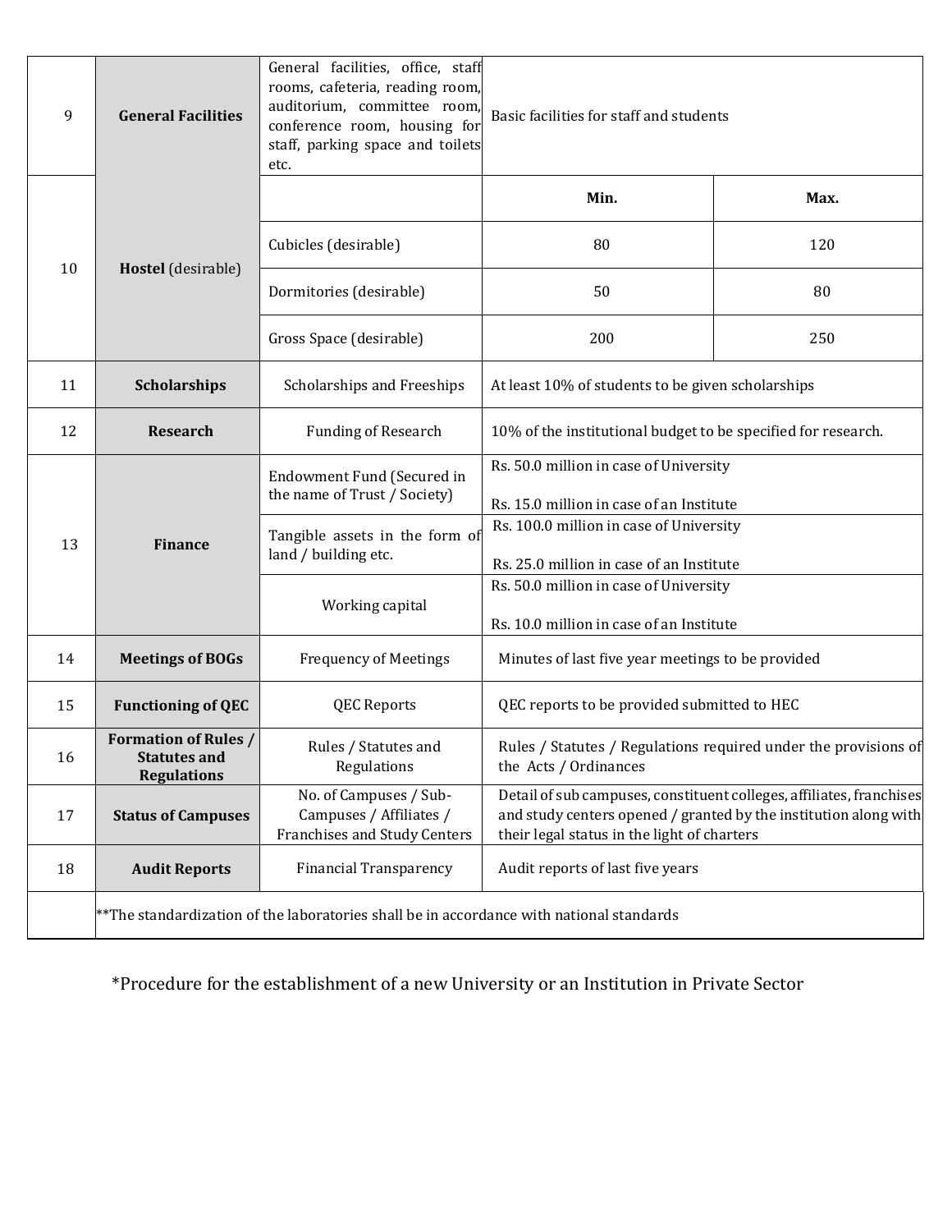| | | | | |
|---|---|---|---|---|
| 9 | **General Facilities** | General facilities, office, staff rooms, cafeteria, reading room, auditorium, committee room, conference room, housing for staff, parking space and toilets etc. | Basic facilities for staff and students | |
| 10 | **Hostel** (desirable) | | **Min.** | **Max.** |
| | | Cubicles (desirable) | 80 | 120 |
| | | Dormitories (desirable) | 50 | 80 |
| | | Gross Space (desirable) | 200 | 250 |
| 11 | **Scholarships** | Scholarships and Freeships | At least 10% of students to be given scholarships | |
| 12 | **Research** | Funding of Research | 10% of the institutional budget to be specified for research. | |
| 13 | **Finance** | Endowment Fund (Secured in the name of Trust / Society) | Rs. 50.0 million in case of University<br><br>Rs. 15.0 million in case of an Institute | |
| | | Tangible assets in the form of land / building etc. | Rs. 100.0 million in case of University<br><br>Rs. 25.0 million in case of an Institute | |
| | | Working capital | Rs. 50.0 million in case of University<br><br>Rs. 10.0 million in case of an Institute | |
| 14 | **Meetings of BOGs** | Frequency of Meetings | Minutes of last five year meetings to be provided | |
| 15 | **Functioning of QEC** | QEC Reports | QEC reports to be provided submitted to HEC | |
| 16 | **Formation of Rules / Statutes and Regulations** | Rules / Statutes and Regulations | Rules / Statutes / Regulations required under the provisions of the Acts / Ordinances | |
| 17 | **Status of Campuses** | No. of Campuses / Sub-Campuses / Affiliates / Franchises and Study Centers | Detail of sub campuses, constituent colleges, affiliates, franchises and study centers opened / granted by the institution along with their legal status in the light of charters | |
| 18 | **Audit Reports** | Financial Transparency | Audit reports of last five years | |
| | **The standardization of the laboratories shall be in accordance with national standards | | | |

*Procedure for the establishment of a new University or an Institution in Private Sector